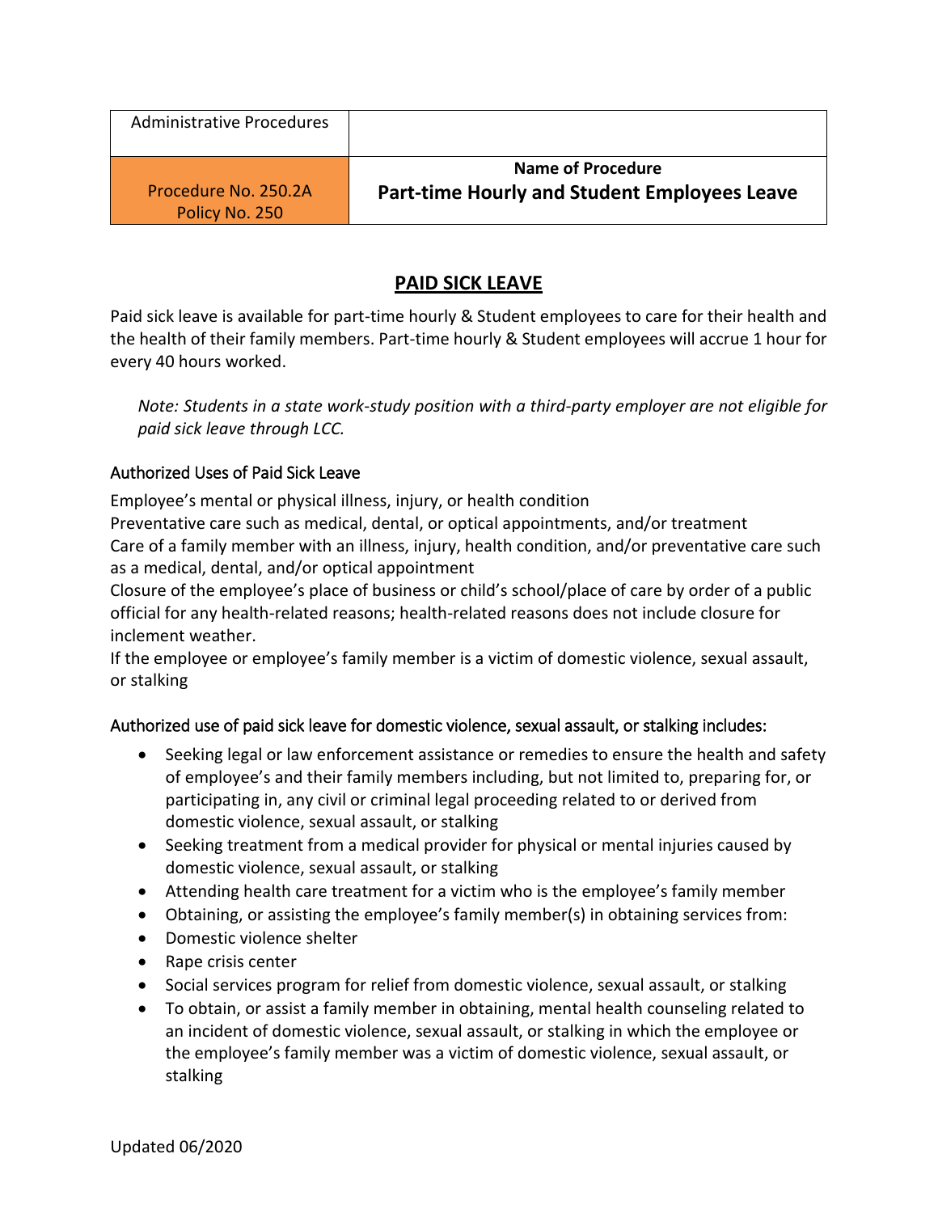| Administrative Procedures | |
|---|---|
| Procedure No. 250.2A<br>Policy No. 250 | **Name of Procedure**<br>**Part-time Hourly and Student Employees Leave** |

## PAID SICK LEAVE

Paid sick leave is available for part-time hourly & Student employees to care for their health and the health of their family members. Part-time hourly & Student employees will accrue 1 hour for every 40 hours worked.

> *Note: Students in a state work-study position with a third-party employer are not eligible for paid sick leave through LCC.*

### Authorized Uses of Paid Sick Leave

Employee's mental or physical illness, injury, or health condition

Preventative care such as medical, dental, or optical appointments, and/or treatment

Care of a family member with an illness, injury, health condition, and/or preventative care such as a medical, dental, and/or optical appointment

Closure of the employee's place of business or child's school/place of care by order of a public official for any health-related reasons; health-related reasons does not include closure for inclement weather.

If the employee or employee's family member is a victim of domestic violence, sexual assault, or stalking

### Authorized use of paid sick leave for domestic violence, sexual assault, or stalking includes:

- Seeking legal or law enforcement assistance or remedies to ensure the health and safety of employee's and their family members including, but not limited to, preparing for, or participating in, any civil or criminal legal proceeding related to or derived from domestic violence, sexual assault, or stalking
- Seeking treatment from a medical provider for physical or mental injuries caused by domestic violence, sexual assault, or stalking
- Attending health care treatment for a victim who is the employee's family member
- Obtaining, or assisting the employee's family member(s) in obtaining services from:
- Domestic violence shelter
- Rape crisis center
- Social services program for relief from domestic violence, sexual assault, or stalking
- To obtain, or assist a family member in obtaining, mental health counseling related to an incident of domestic violence, sexual assault, or stalking in which the employee or the employee's family member was a victim of domestic violence, sexual assault, or stalking

Updated 06/2020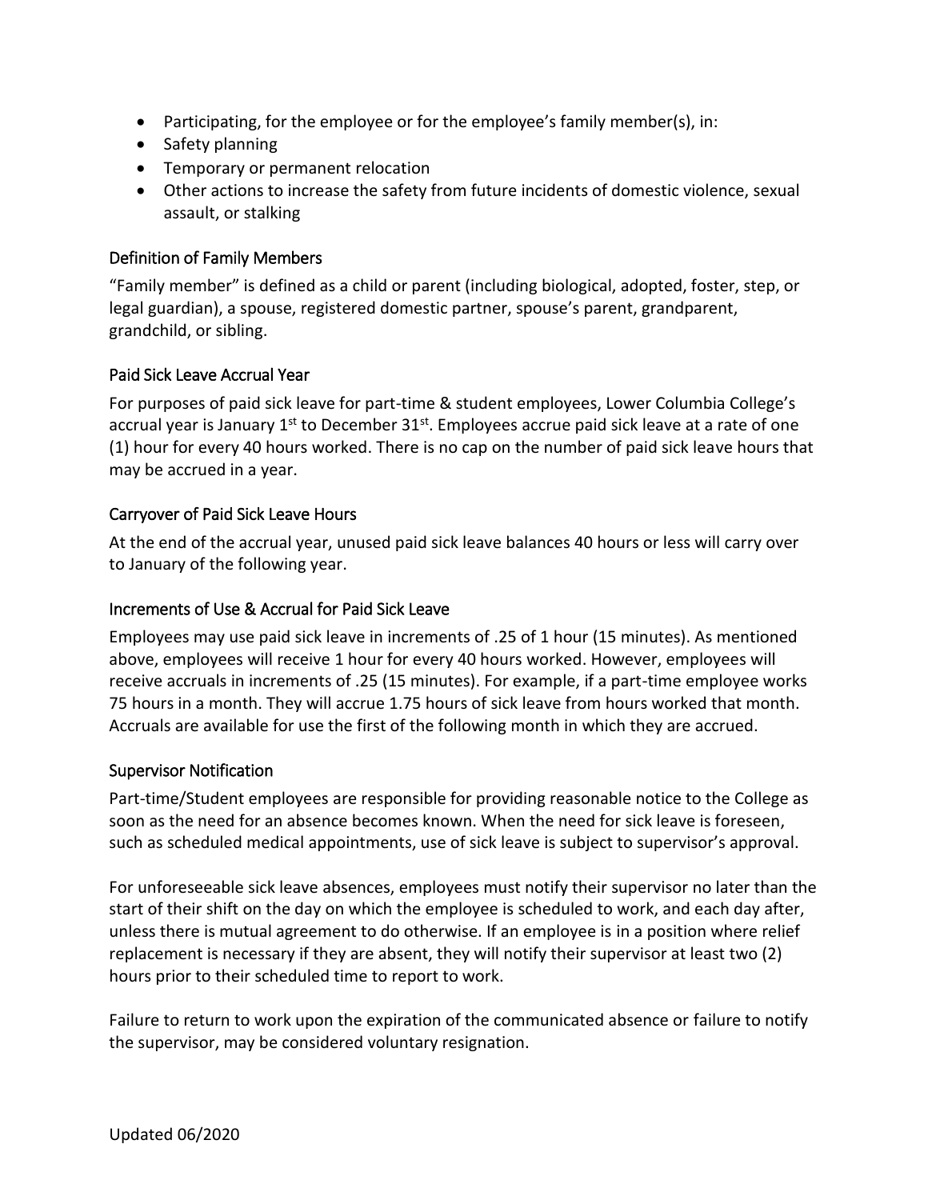- Participating, for the employee or for the employee's family member(s), in:
- Safety planning
- Temporary or permanent relocation
- Other actions to increase the safety from future incidents of domestic violence, sexual assault, or stalking

### Definition of Family Members

"Family member" is defined as a child or parent (including biological, adopted, foster, step, or legal guardian), a spouse, registered domestic partner, spouse's parent, grandparent, grandchild, or sibling.

### Paid Sick Leave Accrual Year

For purposes of paid sick leave for part-time & student employees, Lower Columbia College's accrual year is January 1st to December 31st. Employees accrue paid sick leave at a rate of one (1) hour for every 40 hours worked. There is no cap on the number of paid sick leave hours that may be accrued in a year.

### Carryover of Paid Sick Leave Hours

At the end of the accrual year, unused paid sick leave balances 40 hours or less will carry over to January of the following year.

### Increments of Use & Accrual for Paid Sick Leave

Employees may use paid sick leave in increments of .25 of 1 hour (15 minutes). As mentioned above, employees will receive 1 hour for every 40 hours worked. However, employees will receive accruals in increments of .25 (15 minutes). For example, if a part-time employee works 75 hours in a month. They will accrue 1.75 hours of sick leave from hours worked that month. Accruals are available for use the first of the following month in which they are accrued.

### Supervisor Notification

Part-time/Student employees are responsible for providing reasonable notice to the College as soon as the need for an absence becomes known. When the need for sick leave is foreseen, such as scheduled medical appointments, use of sick leave is subject to supervisor's approval.

For unforeseeable sick leave absences, employees must notify their supervisor no later than the start of their shift on the day on which the employee is scheduled to work, and each day after, unless there is mutual agreement to do otherwise. If an employee is in a position where relief replacement is necessary if they are absent, they will notify their supervisor at least two (2) hours prior to their scheduled time to report to work.

Failure to return to work upon the expiration of the communicated absence or failure to notify the supervisor, may be considered voluntary resignation.

Updated 06/2020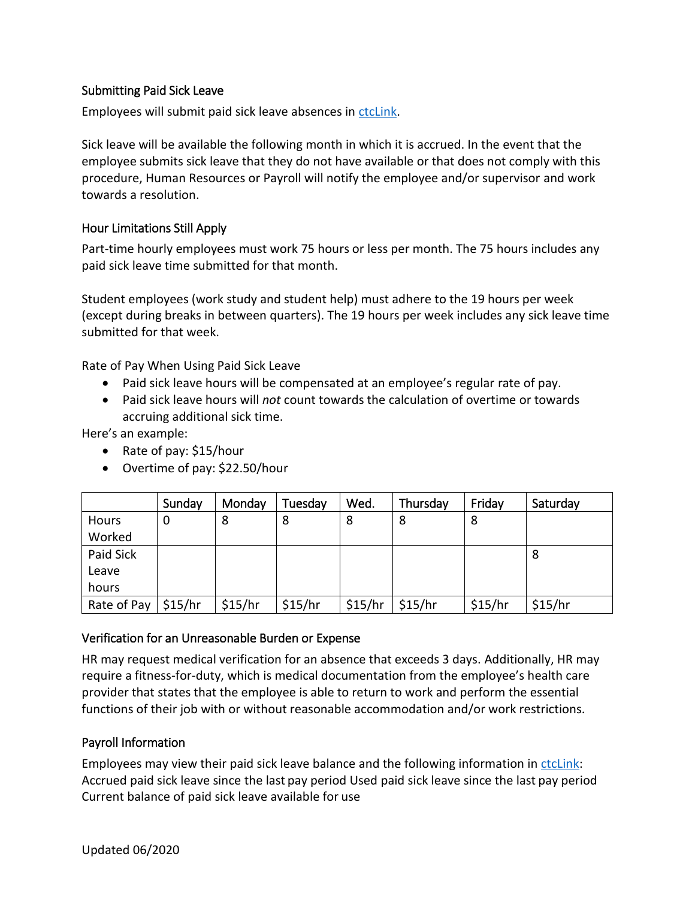### Submitting Paid Sick Leave

Employees will submit paid sick leave absences in [ctcLink](ctcLink).

Sick leave will be available the following month in which it is accrued. In the event that the employee submits sick leave that they do not have available or that does not comply with this procedure, Human Resources or Payroll will notify the employee and/or supervisor and work towards a resolution.

### Hour Limitations Still Apply

Part-time hourly employees must work 75 hours or less per month. The 75 hours includes any paid sick leave time submitted for that month.

Student employees (work study and student help) must adhere to the 19 hours per week (except during breaks in between quarters). The 19 hours per week includes any sick leave time submitted for that week.

Rate of Pay When Using Paid Sick Leave

- Paid sick leave hours will be compensated at an employee's regular rate of pay.
- Paid sick leave hours will *not* count towards the calculation of overtime or towards accruing additional sick time.

Here's an example:

- Rate of pay: $15/hour
- Overtime of pay: $22.50/hour

| | Sunday | Monday | Tuesday | Wed. | Thursday | Friday | Saturday |
|---|---|---|---|---|---|---|---|
| Hours Worked | 0 | 8 | 8 | 8 | 8 | 8 | |
| Paid Sick Leave hours | | | | | | | 8 |
| Rate of Pay | $15/hr | $15/hr | $15/hr | $15/hr | $15/hr | $15/hr | $15/hr |

### Verification for an Unreasonable Burden or Expense

HR may request medical verification for an absence that exceeds 3 days. Additionally, HR may require a fitness-for-duty, which is medical documentation from the employee's health care provider that states that the employee is able to return to work and perform the essential functions of their job with or without reasonable accommodation and/or work restrictions.

### Payroll Information

Employees may view their paid sick leave balance and the following information in [ctcLink](ctcLink): Accrued paid sick leave since the last pay period Used paid sick leave since the last pay period Current balance of paid sick leave available for use

Updated 06/2020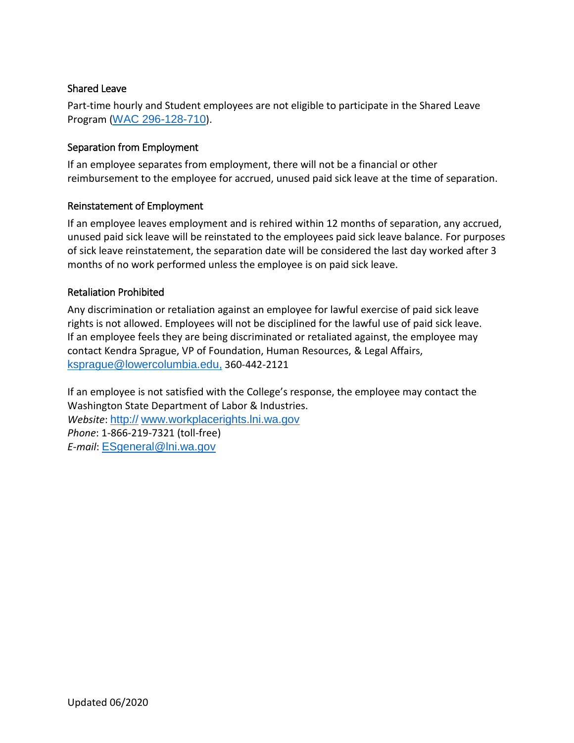## Shared Leave

Part-time hourly and Student employees are not eligible to participate in the Shared Leave Program (WAC 296-128-710).

## Separation from Employment

If an employee separates from employment, there will not be a financial or other reimbursement to the employee for accrued, unused paid sick leave at the time of separation.

## Reinstatement of Employment

If an employee leaves employment and is rehired within 12 months of separation, any accrued, unused paid sick leave will be reinstated to the employees paid sick leave balance. For purposes of sick leave reinstatement, the separation date will be considered the last day worked after 3 months of no work performed unless the employee is on paid sick leave.

## Retaliation Prohibited

Any discrimination or retaliation against an employee for lawful exercise of paid sick leave rights is not allowed. Employees will not be disciplined for the lawful use of paid sick leave. If an employee feels they are being discriminated or retaliated against, the employee may contact Kendra Sprague, VP of Foundation, Human Resources, & Legal Affairs, ksprague@lowercolumbia.edu, 360-442-2121

If an employee is not satisfied with the College's response, the employee may contact the Washington State Department of Labor & Industries.
*Website*: http:// www.workplacerights.lni.wa.gov
*Phone*: 1-866-219-7321 (toll-free)
*E-mail*: ESgeneral@lni.wa.gov

Updated 06/2020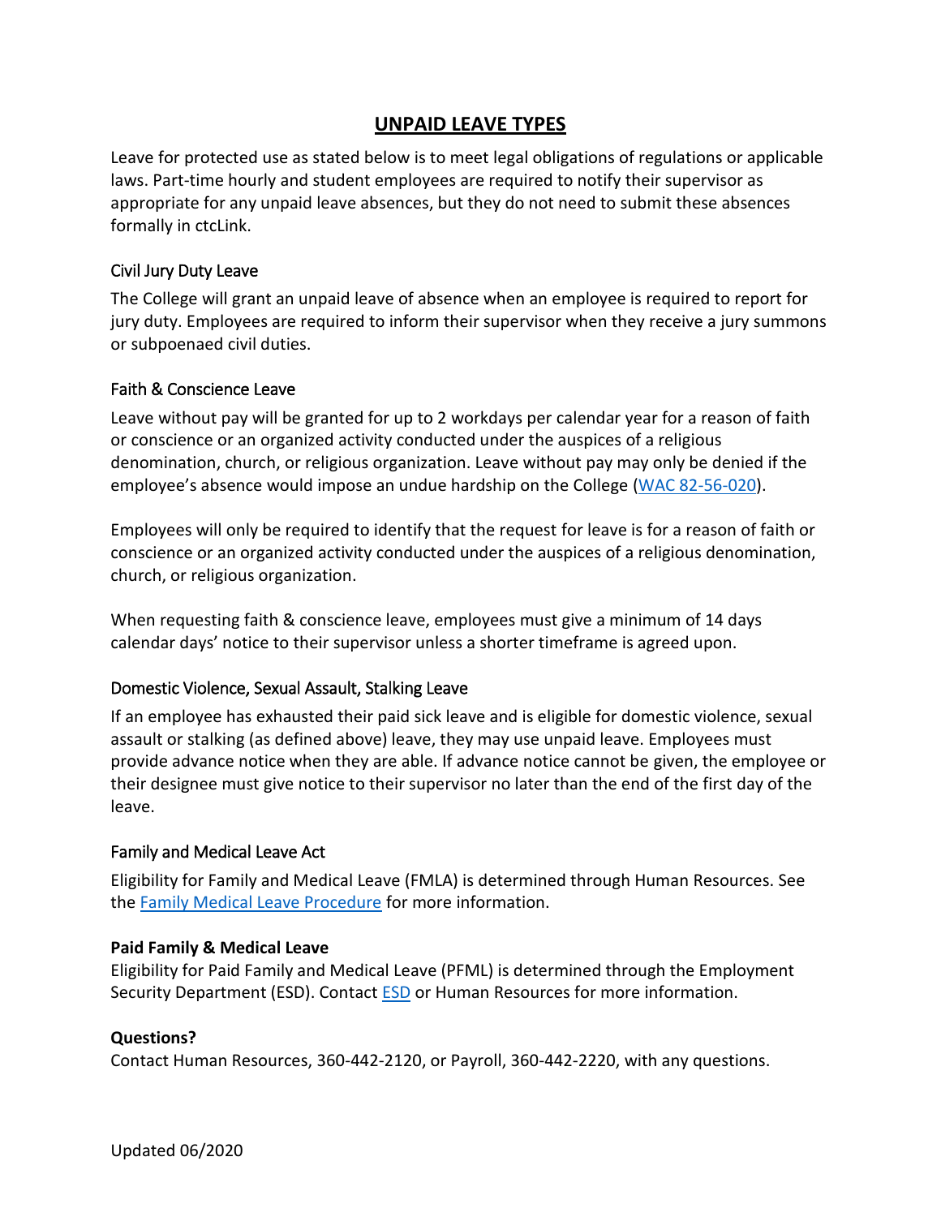## UNPAID LEAVE TYPES

Leave for protected use as stated below is to meet legal obligations of regulations or applicable laws. Part-time hourly and student employees are required to notify their supervisor as appropriate for any unpaid leave absences, but they do not need to submit these absences formally in ctcLink.

### Civil Jury Duty Leave

The College will grant an unpaid leave of absence when an employee is required to report for jury duty. Employees are required to inform their supervisor when they receive a jury summons or subpoenaed civil duties.

### Faith & Conscience Leave

Leave without pay will be granted for up to 2 workdays per calendar year for a reason of faith or conscience or an organized activity conducted under the auspices of a religious denomination, church, or religious organization. Leave without pay may only be denied if the employee's absence would impose an undue hardship on the College (WAC 82-56-020).

Employees will only be required to identify that the request for leave is for a reason of faith or conscience or an organized activity conducted under the auspices of a religious denomination, church, or religious organization.

When requesting faith & conscience leave, employees must give a minimum of 14 days calendar days' notice to their supervisor unless a shorter timeframe is agreed upon.

### Domestic Violence, Sexual Assault, Stalking Leave

If an employee has exhausted their paid sick leave and is eligible for domestic violence, sexual assault or stalking (as defined above) leave, they may use unpaid leave. Employees must provide advance notice when they are able. If advance notice cannot be given, the employee or their designee must give notice to their supervisor no later than the end of the first day of the leave.

### Family and Medical Leave Act

Eligibility for Family and Medical Leave (FMLA) is determined through Human Resources. See the Family Medical Leave Procedure for more information.

**Paid Family & Medical Leave**

Eligibility for Paid Family and Medical Leave (PFML) is determined through the Employment Security Department (ESD). Contact ESD or Human Resources for more information.

**Questions?**

Contact Human Resources, 360-442-2120, or Payroll, 360-442-2220, with any questions.

Updated 06/2020